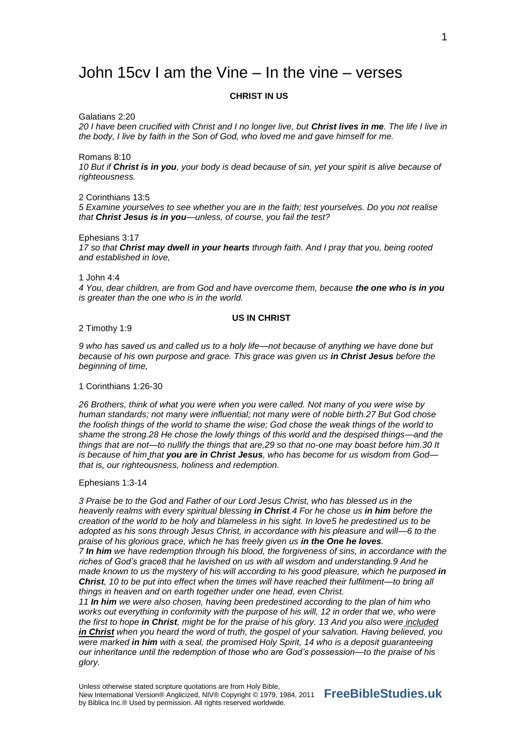# John 15cv I am the Vine – In the vine – verses

**CHRIST IN US**

Galatians 2:20

*20 I have been crucified with Christ and I no longer live, but **Christ lives in me**. The life I live in the body, I live by faith in the Son of God, who loved me and gave himself for me.*

Romans 8:10

*10 But if **Christ is in you**, your body is dead because of sin, yet your spirit is alive because of righteousness.*

2 Corinthians 13:5

*5 Examine yourselves to see whether you are in the faith; test yourselves. Do you not realise that **Christ Jesus is in you**—unless, of course, you fail the test?*

Ephesians 3:17

*17 so that **Christ may dwell in your hearts** through faith. And I pray that you, being rooted and established in love,*

1 John 4:4

*4 You, dear children, are from God and have overcome them, because **the one who is in you** is greater than the one who is in the world.*

**US IN CHRIST**

2 Timothy 1:9

*9 who has saved us and called us to a holy life—not because of anything we have done but because of his own purpose and grace. This grace was given us **in Christ Jesus** before the beginning of time,*

1 Corinthians 1:26-30

*26 Brothers, think of what you were when you were called. Not many of you were wise by human standards; not many were influential; not many were of noble birth.27 But God chose the foolish things of the world to shame the wise; God chose the weak things of the world to shame the strong.28 He chose the lowly things of this world and the despised things—and the things that are not—to nullify the things that are,29 so that no-one may boast before him.30 It is because of him that **you are in Christ Jesus**, who has become for us wisdom from God—that is, our righteousness, holiness and redemption.*

Ephesians 1:3-14

*3 Praise be to the God and Father of our Lord Jesus Christ, who has blessed us in the heavenly realms with every spiritual blessing **in Christ**.4 For he chose us **in him** before the creation of the world to be holy and blameless in his sight. In love5 he predestined us to be adopted as his sons through Jesus Christ, in accordance with his pleasure and will—6 to the praise of his glorious grace, which he has freely given us **in the One he loves**.*

*7 **In him** we have redemption through his blood, the forgiveness of sins, in accordance with the riches of God's grace8 that he lavished on us with all wisdom and understanding.9 And he made known to us the mystery of his will according to his good pleasure, which he purposed **in Christ**, 10 to be put into effect when the times will have reached their fulfilment—to bring all things in heaven and on earth together under one head, even Christ.*

*11 **In him** we were also chosen, having been predestined according to the plan of him who works out everything in conformity with the purpose of his will, 12 in order that we, who were the first to hope **in Christ**, might be for the praise of his glory. 13 And you also were included **in Christ** when you heard the word of truth, the gospel of your salvation. Having believed, you were marked **in him** with a seal, the promised Holy Spirit, 14 who is a deposit guaranteeing our inheritance until the redemption of those who are God's possession—to the praise of his glory.*

Unless otherwise stated scripture quotations are from Holy Bible, New International Version® Anglicized, NIV® Copyright © 1979, 1984, 2011 by Biblica Inc.® Used by permission. All rights reserved worldwide.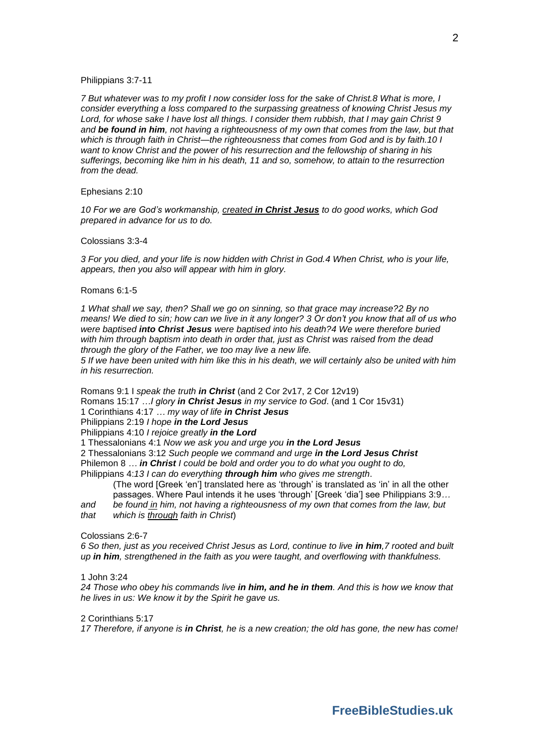Philippians 3:7-11

*7 But whatever was to my profit I now consider loss for the sake of Christ.8 What is more, I consider everything a loss compared to the surpassing greatness of knowing Christ Jesus my Lord, for whose sake I have lost all things. I consider them rubbish, that I may gain Christ 9 and **be found in him**, not having a righteousness of my own that comes from the law, but that which is through faith in Christ—the righteousness that comes from God and is by faith.10 I want to know Christ and the power of his resurrection and the fellowship of sharing in his sufferings, becoming like him in his death, 11 and so, somehow, to attain to the resurrection from the dead.*

Ephesians 2:10

*10 For we are God's workmanship, <u>created **in Christ Jesus**</u> to do good works, which God prepared in advance for us to do.*

Colossians 3:3-4

*3 For you died, and your life is now hidden with Christ in God.4 When Christ, who is your life, appears, then you also will appear with him in glory.*

Romans 6:1-5

*1 What shall we say, then? Shall we go on sinning, so that grace may increase?2 By no means! We died to sin; how can we live in it any longer? 3 Or don't you know that all of us who were baptised **into Christ Jesus** were baptised into his death?4 We were therefore buried with him through baptism into death in order that, just as Christ was raised from the dead through the glory of the Father, we too may live a new life.*
*5 If we have been united with him like this in his death, we will certainly also be united with him in his resurrection.*

Romans 9:1 I *speak the truth **in Christ*** (and 2 Cor 2v17, 2 Cor 12v19)
Romans 15:17 *…I glory **in Christ Jesus** in my service to God*. (and 1 Cor 15v31)
1 Corinthians 4:17 *… my way of life **in Christ Jesus***
Philippians 2:19 *I hope **in the Lord Jesus***
Philippians 4:10 *I rejoice greatly **in the Lord***
1 Thessalonians 4:1 *Now we ask you and urge you **in the Lord Jesus***
2 Thessalonians 3:12 *Such people we command and urge **in the Lord Jesus Christ***
Philemon 8 *… **in Christ** I could be bold and order you to do what you ought to do,*
Philippians 4:*13 I can do everything **through him** who gives me strength*.

(The word [Greek 'en'] translated here as 'through' is translated as 'in' in all the other passages. Where Paul intends it he uses 'through' [Greek 'dia'] see Philippians 3:9*… and be found <u>in</u> him, not having a righteousness of my own that comes from the law, but that which is <u>through</u> faith in Christ*)

Colossians 2:6-7
*6 So then, just as you received Christ Jesus as Lord, continue to live **in him**,7 rooted and built up **in him**, strengthened in the faith as you were taught, and overflowing with thankfulness.*

1 John 3:24
*24 Those who obey his commands live **in him, and he in them**. And this is how we know that he lives in us: We know it by the Spirit he gave us.*

2 Corinthians 5:17
*17 Therefore, if anyone is **in Christ**, he is a new creation; the old has gone, the new has come!*

**FreeBibleStudies.uk**